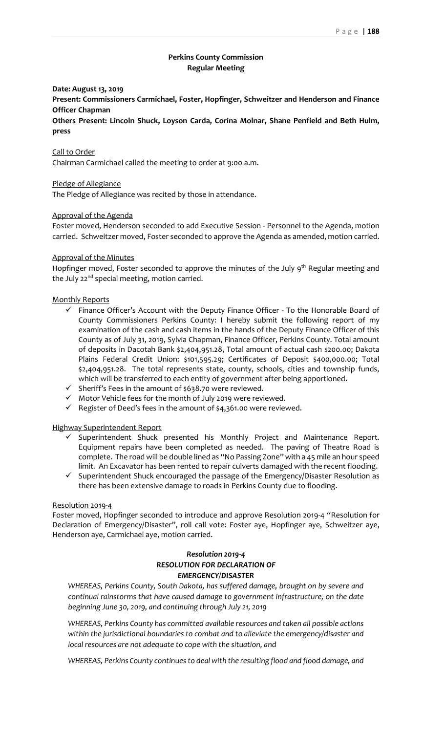**Perkins County Commission**
**Regular Meeting**

**Date: August 13, 2019**

**Present: Commissioners Carmichael, Foster, Hopfinger, Schweitzer and Henderson and Finance Officer Chapman**

**Others Present: Lincoln Shuck, Loyson Carda, Corina Molnar, Shane Penfield and Beth Hulm, press**

Call to Order

Chairman Carmichael called the meeting to order at 9:00 a.m.

Pledge of Allegiance

The Pledge of Allegiance was recited by those in attendance.

Approval of the Agenda

Foster moved, Henderson seconded to add Executive Session - Personnel to the Agenda, motion carried. Schweitzer moved, Foster seconded to approve the Agenda as amended, motion carried.

Approval of the Minutes

Hopfinger moved, Foster seconded to approve the minutes of the July 9th Regular meeting and the July 22nd special meeting, motion carried.

Monthly Reports

- ✓ Finance Officer's Account with the Deputy Finance Officer - To the Honorable Board of County Commissioners Perkins County: I hereby submit the following report of my examination of the cash and cash items in the hands of the Deputy Finance Officer of this County as of July 31, 2019, Sylvia Chapman, Finance Officer, Perkins County. Total amount of deposits in Dacotah Bank $2,404,951.28, Total amount of actual cash $200.00; Dakota Plains Federal Credit Union: $101,595.29; Certificates of Deposit $400,000.00; Total $2,404,951.28. The total represents state, county, schools, cities and township funds, which will be transferred to each entity of government after being apportioned.
- ✓ Sheriff's Fees in the amount of $638.70 were reviewed.
- ✓ Motor Vehicle fees for the month of July 2019 were reviewed.
- ✓ Register of Deed's fees in the amount of $4,361.00 were reviewed.

Highway Superintendent Report

- ✓ Superintendent Shuck presented his Monthly Project and Maintenance Report. Equipment repairs have been completed as needed. The paving of Theatre Road is complete. The road will be double lined as "No Passing Zone" with a 45 mile an hour speed limit. An Excavator has been rented to repair culverts damaged with the recent flooding.
- ✓ Superintendent Shuck encouraged the passage of the Emergency/Disaster Resolution as there has been extensive damage to roads in Perkins County due to flooding.

Resolution 2019-4

Foster moved, Hopfinger seconded to introduce and approve Resolution 2019-4 "Resolution for Declaration of Emergency/Disaster", roll call vote: Foster aye, Hopfinger aye, Schweitzer aye, Henderson aye, Carmichael aye, motion carried.

***Resolution 2019-4***
***RESOLUTION FOR DECLARATION OF EMERGENCY/DISASTER***

*WHEREAS, Perkins County, South Dakota, has suffered damage, brought on by severe and continual rainstorms that have caused damage to government infrastructure, on the date beginning June 30, 2019, and continuing through July 21, 2019*

*WHEREAS, Perkins County has committed available resources and taken all possible actions within the jurisdictional boundaries to combat and to alleviate the emergency/disaster and local resources are not adequate to cope with the situation, and*

*WHEREAS, Perkins County continues to deal with the resulting flood and flood damage, and*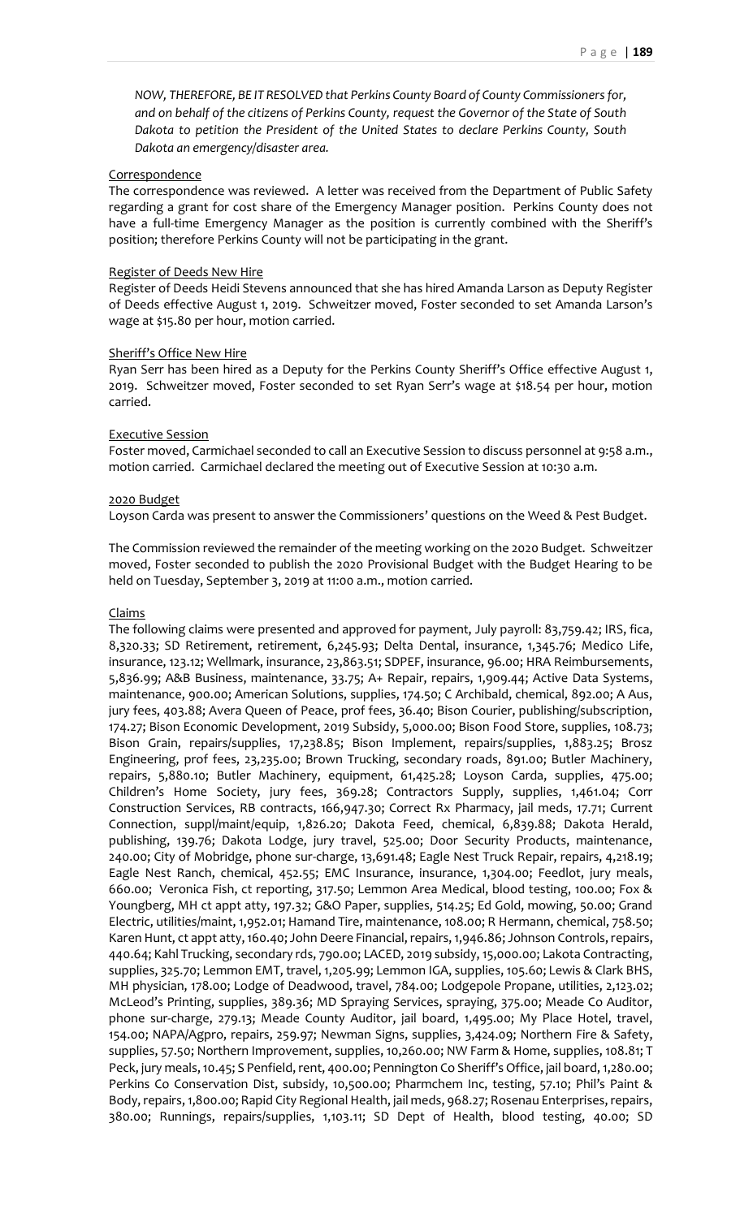*NOW, THEREFORE, BE IT RESOLVED that Perkins County Board of County Commissioners for, and on behalf of the citizens of Perkins County, request the Governor of the State of South Dakota to petition the President of the United States to declare Perkins County, South Dakota an emergency/disaster area.*

Correspondence

The correspondence was reviewed. A letter was received from the Department of Public Safety regarding a grant for cost share of the Emergency Manager position. Perkins County does not have a full-time Emergency Manager as the position is currently combined with the Sheriff's position; therefore Perkins County will not be participating in the grant.

Register of Deeds New Hire

Register of Deeds Heidi Stevens announced that she has hired Amanda Larson as Deputy Register of Deeds effective August 1, 2019. Schweitzer moved, Foster seconded to set Amanda Larson's wage at $15.80 per hour, motion carried.

Sheriff's Office New Hire

Ryan Serr has been hired as a Deputy for the Perkins County Sheriff's Office effective August 1, 2019. Schweitzer moved, Foster seconded to set Ryan Serr's wage at $18.54 per hour, motion carried.

Executive Session

Foster moved, Carmichael seconded to call an Executive Session to discuss personnel at 9:58 a.m., motion carried. Carmichael declared the meeting out of Executive Session at 10:30 a.m.

2020 Budget

Loyson Carda was present to answer the Commissioners' questions on the Weed & Pest Budget.

The Commission reviewed the remainder of the meeting working on the 2020 Budget. Schweitzer moved, Foster seconded to publish the 2020 Provisional Budget with the Budget Hearing to be held on Tuesday, September 3, 2019 at 11:00 a.m., motion carried.

Claims

The following claims were presented and approved for payment, July payroll: 83,759.42; IRS, fica, 8,320.33; SD Retirement, retirement, 6,245.93; Delta Dental, insurance, 1,345.76; Medico Life, insurance, 123.12; Wellmark, insurance, 23,863.51; SDPEF, insurance, 96.00; HRA Reimbursements, 5,836.99; A&B Business, maintenance, 33.75; A+ Repair, repairs, 1,909.44; Active Data Systems, maintenance, 900.00; American Solutions, supplies, 174.50; C Archibald, chemical, 892.00; A Aus, jury fees, 403.88; Avera Queen of Peace, prof fees, 36.40; Bison Courier, publishing/subscription, 174.27; Bison Economic Development, 2019 Subsidy, 5,000.00; Bison Food Store, supplies, 108.73; Bison Grain, repairs/supplies, 17,238.85; Bison Implement, repairs/supplies, 1,883.25; Brosz Engineering, prof fees, 23,235.00; Brown Trucking, secondary roads, 891.00; Butler Machinery, repairs, 5,880.10; Butler Machinery, equipment, 61,425.28; Loyson Carda, supplies, 475.00; Children's Home Society, jury fees, 369.28; Contractors Supply, supplies, 1,461.04; Corr Construction Services, RB contracts, 166,947.30; Correct Rx Pharmacy, jail meds, 17.71; Current Connection, suppl/maint/equip, 1,826.20; Dakota Feed, chemical, 6,839.88; Dakota Herald, publishing, 139.76; Dakota Lodge, jury travel, 525.00; Door Security Products, maintenance, 240.00; City of Mobridge, phone sur-charge, 13,691.48; Eagle Nest Truck Repair, repairs, 4,218.19; Eagle Nest Ranch, chemical, 452.55; EMC Insurance, insurance, 1,304.00; Feedlot, jury meals, 660.00; Veronica Fish, ct reporting, 317.50; Lemmon Area Medical, blood testing, 100.00; Fox & Youngberg, MH ct appt atty, 197.32; G&O Paper, supplies, 514.25; Ed Gold, mowing, 50.00; Grand Electric, utilities/maint, 1,952.01; Hamand Tire, maintenance, 108.00; R Hermann, chemical, 758.50; Karen Hunt, ct appt atty, 160.40; John Deere Financial, repairs, 1,946.86; Johnson Controls, repairs, 440.64; Kahl Trucking, secondary rds, 790.00; LACED, 2019 subsidy, 15,000.00; Lakota Contracting, supplies, 325.70; Lemmon EMT, travel, 1,205.99; Lemmon IGA, supplies, 105.60; Lewis & Clark BHS, MH physician, 178.00; Lodge of Deadwood, travel, 784.00; Lodgepole Propane, utilities, 2,123.02; McLeod's Printing, supplies, 389.36; MD Spraying Services, spraying, 375.00; Meade Co Auditor, phone sur-charge, 279.13; Meade County Auditor, jail board, 1,495.00; My Place Hotel, travel, 154.00; NAPA/Agpro, repairs, 259.97; Newman Signs, supplies, 3,424.09; Northern Fire & Safety, supplies, 57.50; Northern Improvement, supplies, 10,260.00; NW Farm & Home, supplies, 108.81; T Peck, jury meals, 10.45; S Penfield, rent, 400.00; Pennington Co Sheriff's Office, jail board, 1,280.00; Perkins Co Conservation Dist, subsidy, 10,500.00; Pharmchem Inc, testing, 57.10; Phil's Paint & Body, repairs, 1,800.00; Rapid City Regional Health, jail meds, 968.27; Rosenau Enterprises, repairs, 380.00; Runnings, repairs/supplies, 1,103.11; SD Dept of Health, blood testing, 40.00; SD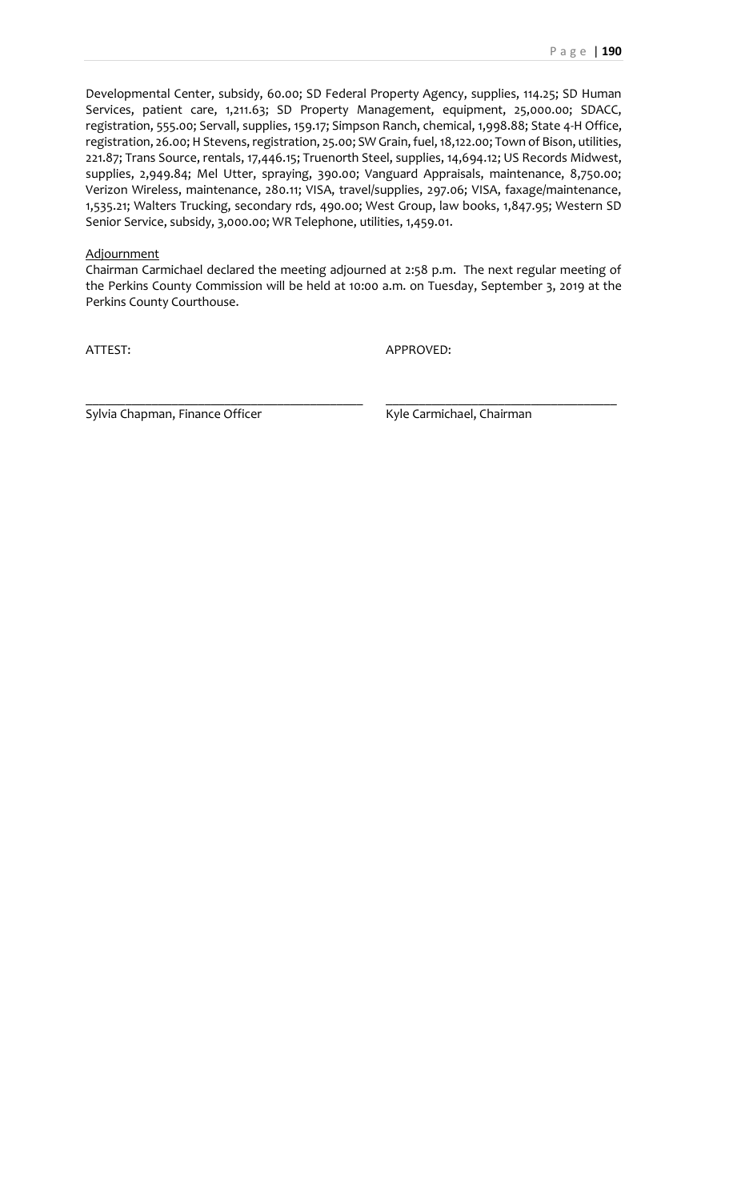Developmental Center, subsidy, 60.00; SD Federal Property Agency, supplies, 114.25; SD Human Services, patient care, 1,211.63; SD Property Management, equipment, 25,000.00; SDACC, registration, 555.00; Servall, supplies, 159.17; Simpson Ranch, chemical, 1,998.88; State 4-H Office, registration, 26.00; H Stevens, registration, 25.00; SW Grain, fuel, 18,122.00; Town of Bison, utilities, 221.87; Trans Source, rentals, 17,446.15; Truenorth Steel, supplies, 14,694.12; US Records Midwest, supplies, 2,949.84; Mel Utter, spraying, 390.00; Vanguard Appraisals, maintenance, 8,750.00; Verizon Wireless, maintenance, 280.11; VISA, travel/supplies, 297.06; VISA, faxage/maintenance, 1,535.21; Walters Trucking, secondary rds, 490.00; West Group, law books, 1,847.95; Western SD Senior Service, subsidy, 3,000.00; WR Telephone, utilities, 1,459.01.

Adjournment

Chairman Carmichael declared the meeting adjourned at 2:58 p.m. The next regular meeting of the Perkins County Commission will be held at 10:00 a.m. on Tuesday, September 3, 2019 at the Perkins County Courthouse.

ATTEST: APPROVED:

_____________________________ _____________________________

Sylvia Chapman, Finance Officer Kyle Carmichael, Chairman